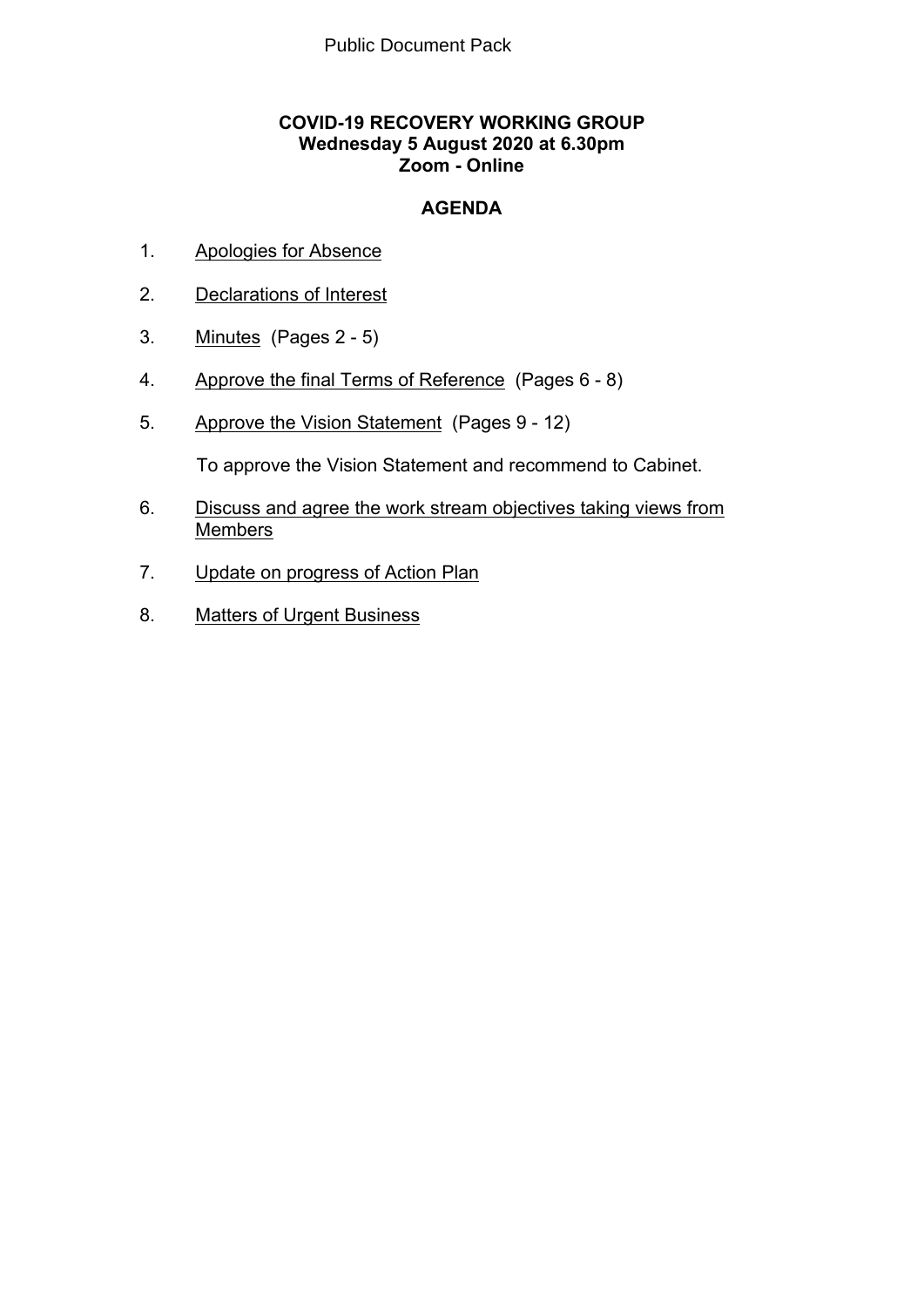Public Document Pack

**COVID-19 RECOVERY WORKING GROUP**
**Wednesday 5 August 2020 at 6.30pm**
**Zoom - Online**

## AGENDA

1. Apologies for Absence

2. Declarations of Interest

3. Minutes (Pages 2 - 5)

4. Approve the final Terms of Reference (Pages 6 - 8)

5. Approve the Vision Statement (Pages 9 - 12)

   To approve the Vision Statement and recommend to Cabinet.

6. Discuss and agree the work stream objectives taking views from Members

7. Update on progress of Action Plan

8. Matters of Urgent Business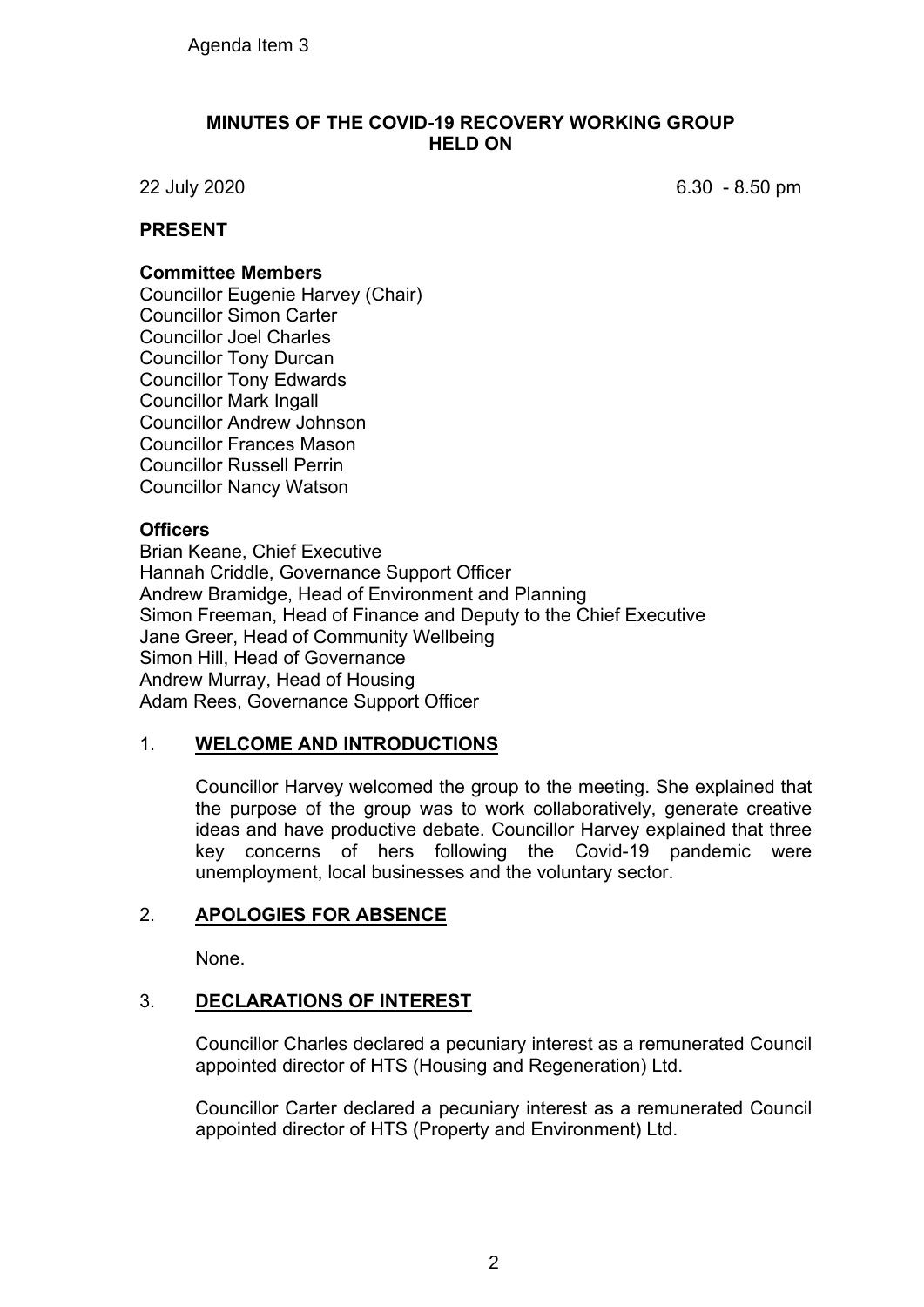Agenda Item 3

**MINUTES OF THE COVID-19 RECOVERY WORKING GROUP HELD ON**

22 July 2020 6.30 - 8.50 pm

## PRESENT

**Committee Members**

Councillor Eugenie Harvey (Chair)
Councillor Simon Carter
Councillor Joel Charles
Councillor Tony Durcan
Councillor Tony Edwards
Councillor Mark Ingall
Councillor Andrew Johnson
Councillor Frances Mason
Councillor Russell Perrin
Councillor Nancy Watson

**Officers**

Brian Keane, Chief Executive
Hannah Criddle, Governance Support Officer
Andrew Bramidge, Head of Environment and Planning
Simon Freeman, Head of Finance and Deputy to the Chief Executive
Jane Greer, Head of Community Wellbeing
Simon Hill, Head of Governance
Andrew Murray, Head of Housing
Adam Rees, Governance Support Officer

## 1. WELCOME AND INTRODUCTIONS

Councillor Harvey welcomed the group to the meeting. She explained that the purpose of the group was to work collaboratively, generate creative ideas and have productive debate. Councillor Harvey explained that three key concerns of hers following the Covid-19 pandemic were unemployment, local businesses and the voluntary sector.

## 2. APOLOGIES FOR ABSENCE

None.

## 3. DECLARATIONS OF INTEREST

Councillor Charles declared a pecuniary interest as a remunerated Council appointed director of HTS (Housing and Regeneration) Ltd.

Councillor Carter declared a pecuniary interest as a remunerated Council appointed director of HTS (Property and Environment) Ltd.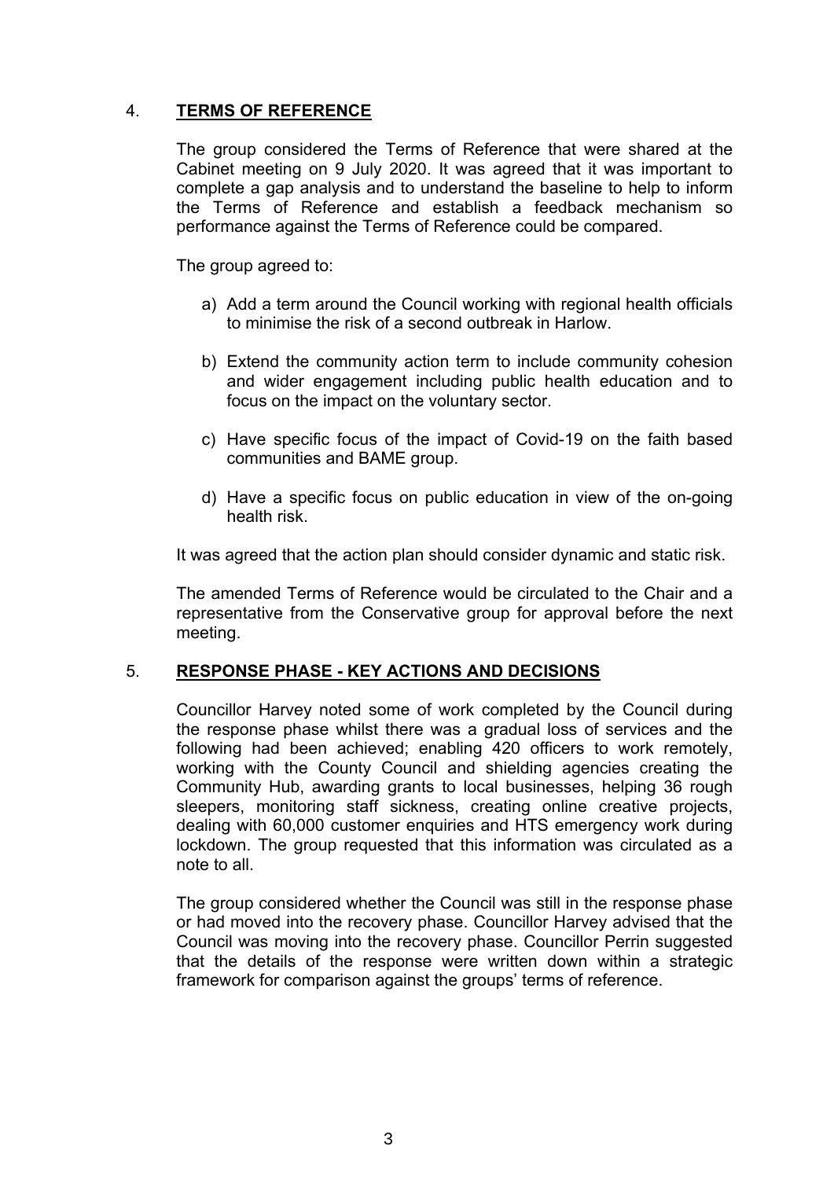## 4. **TERMS OF REFERENCE**

The group considered the Terms of Reference that were shared at the Cabinet meeting on 9 July 2020. It was agreed that it was important to complete a gap analysis and to understand the baseline to help to inform the Terms of Reference and establish a feedback mechanism so performance against the Terms of Reference could be compared.

The group agreed to:

a) Add a term around the Council working with regional health officials to minimise the risk of a second outbreak in Harlow.

b) Extend the community action term to include community cohesion and wider engagement including public health education and to focus on the impact on the voluntary sector.

c) Have specific focus of the impact of Covid-19 on the faith based communities and BAME group.

d) Have a specific focus on public education in view of the on-going health risk.

It was agreed that the action plan should consider dynamic and static risk.

The amended Terms of Reference would be circulated to the Chair and a representative from the Conservative group for approval before the next meeting.

## 5. **RESPONSE PHASE - KEY ACTIONS AND DECISIONS**

Councillor Harvey noted some of work completed by the Council during the response phase whilst there was a gradual loss of services and the following had been achieved; enabling 420 officers to work remotely, working with the County Council and shielding agencies creating the Community Hub, awarding grants to local businesses, helping 36 rough sleepers, monitoring staff sickness, creating online creative projects, dealing with 60,000 customer enquiries and HTS emergency work during lockdown. The group requested that this information was circulated as a note to all.

The group considered whether the Council was still in the response phase or had moved into the recovery phase. Councillor Harvey advised that the Council was moving into the recovery phase. Councillor Perrin suggested that the details of the response were written down within a strategic framework for comparison against the groups' terms of reference.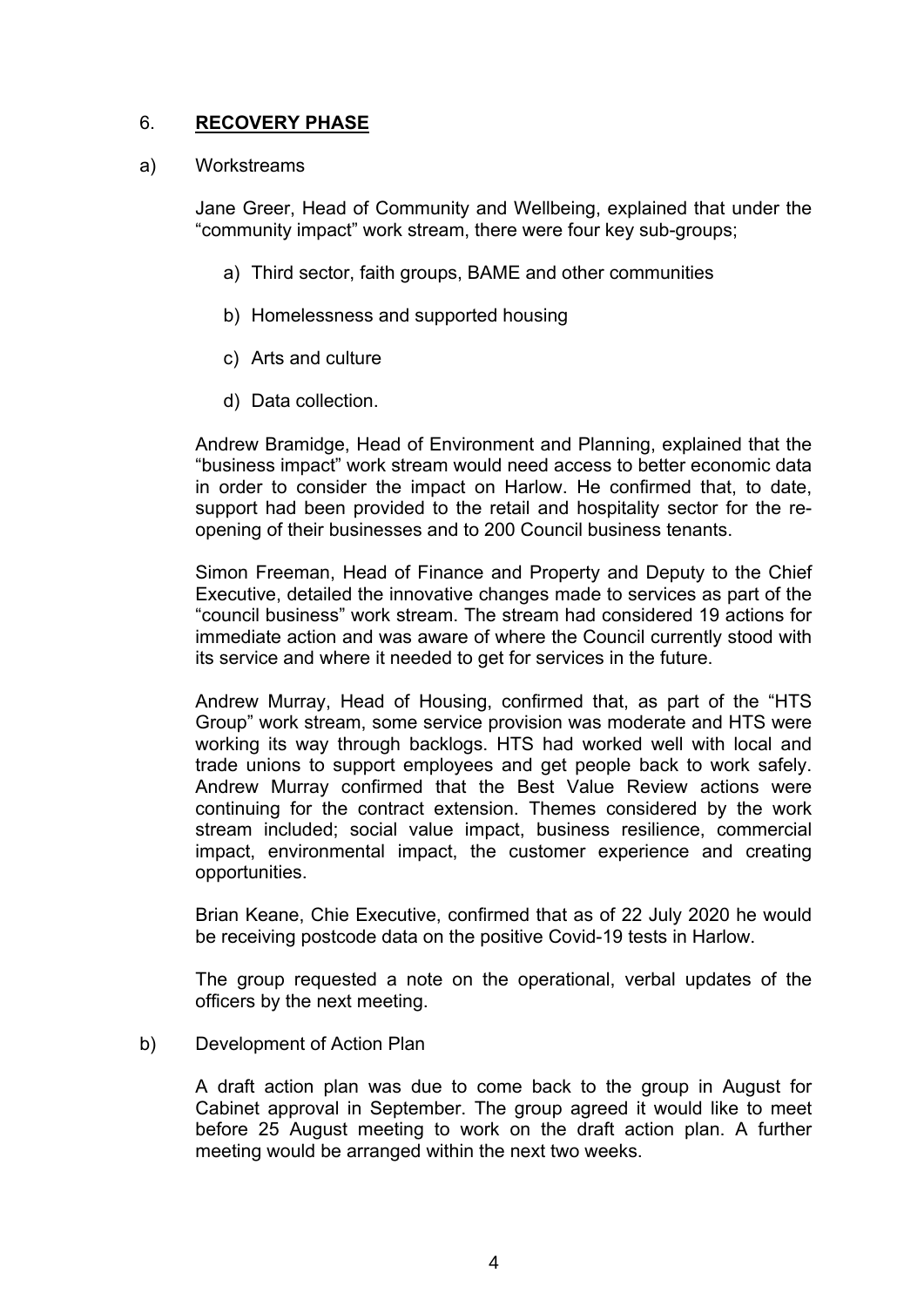## 6. **RECOVERY PHASE**

a) Workstreams

Jane Greer, Head of Community and Wellbeing, explained that under the "community impact" work stream, there were four key sub-groups;

a) Third sector, faith groups, BAME and other communities

b) Homelessness and supported housing

c) Arts and culture

d) Data collection.

Andrew Bramidge, Head of Environment and Planning, explained that the "business impact" work stream would need access to better economic data in order to consider the impact on Harlow. He confirmed that, to date, support had been provided to the retail and hospitality sector for the re-opening of their businesses and to 200 Council business tenants.

Simon Freeman, Head of Finance and Property and Deputy to the Chief Executive, detailed the innovative changes made to services as part of the "council business" work stream. The stream had considered 19 actions for immediate action and was aware of where the Council currently stood with its service and where it needed to get for services in the future.

Andrew Murray, Head of Housing, confirmed that, as part of the "HTS Group" work stream, some service provision was moderate and HTS were working its way through backlogs. HTS had worked well with local and trade unions to support employees and get people back to work safely. Andrew Murray confirmed that the Best Value Review actions were continuing for the contract extension. Themes considered by the work stream included; social value impact, business resilience, commercial impact, environmental impact, the customer experience and creating opportunities.

Brian Keane, Chie Executive, confirmed that as of 22 July 2020 he would be receiving postcode data on the positive Covid-19 tests in Harlow.

The group requested a note on the operational, verbal updates of the officers by the next meeting.

b) Development of Action Plan

A draft action plan was due to come back to the group in August for Cabinet approval in September. The group agreed it would like to meet before 25 August meeting to work on the draft action plan. A further meeting would be arranged within the next two weeks.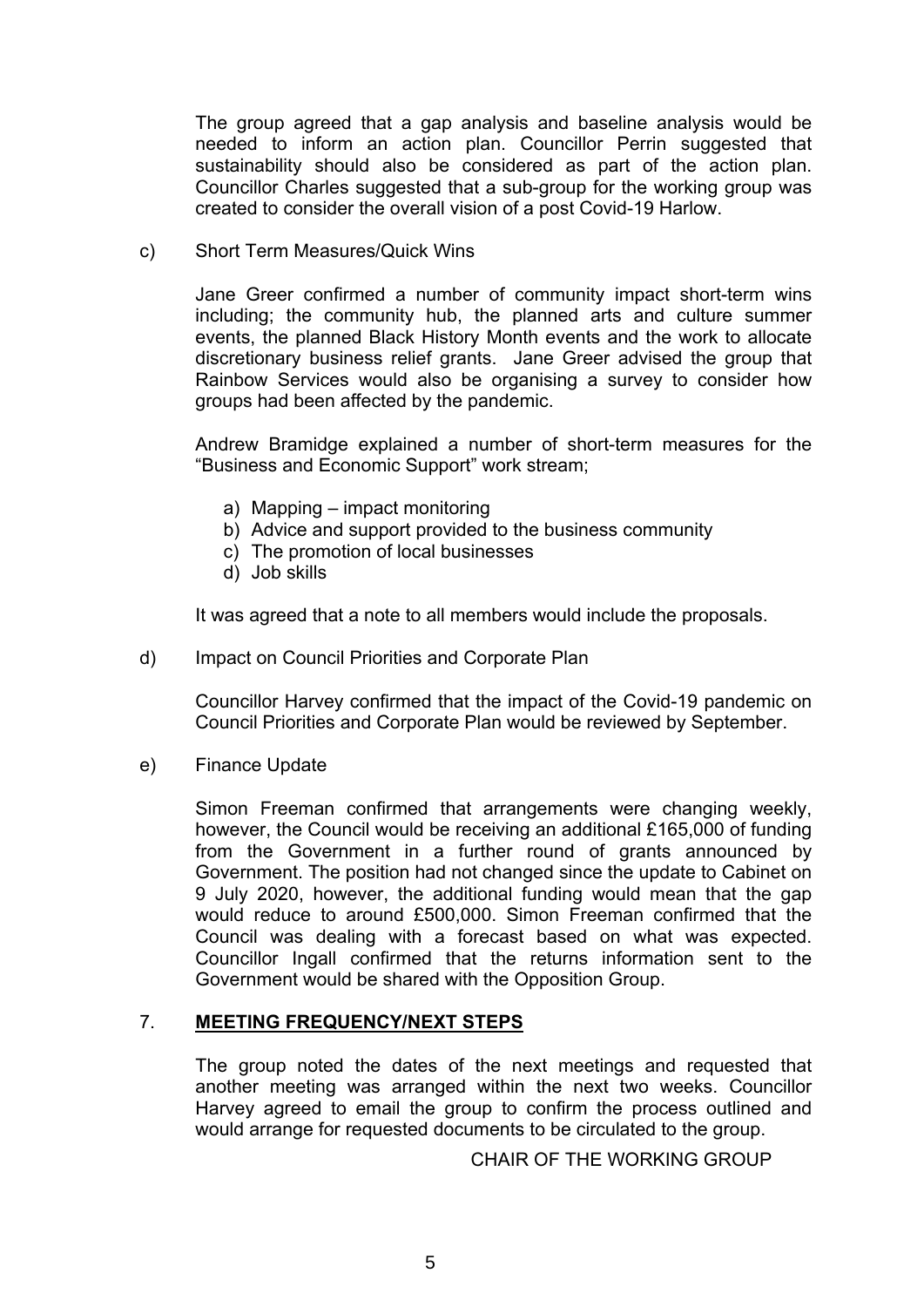The group agreed that a gap analysis and baseline analysis would be needed to inform an action plan. Councillor Perrin suggested that sustainability should also be considered as part of the action plan. Councillor Charles suggested that a sub-group for the working group was created to consider the overall vision of a post Covid-19 Harlow.

c) Short Term Measures/Quick Wins

Jane Greer confirmed a number of community impact short-term wins including; the community hub, the planned arts and culture summer events, the planned Black History Month events and the work to allocate discretionary business relief grants. Jane Greer advised the group that Rainbow Services would also be organising a survey to consider how groups had been affected by the pandemic.

Andrew Bramidge explained a number of short-term measures for the "Business and Economic Support" work stream;

a) Mapping – impact monitoring
b) Advice and support provided to the business community
c) The promotion of local businesses
d) Job skills

It was agreed that a note to all members would include the proposals.

d) Impact on Council Priorities and Corporate Plan

Councillor Harvey confirmed that the impact of the Covid-19 pandemic on Council Priorities and Corporate Plan would be reviewed by September.

e) Finance Update

Simon Freeman confirmed that arrangements were changing weekly, however, the Council would be receiving an additional £165,000 of funding from the Government in a further round of grants announced by Government. The position had not changed since the update to Cabinet on 9 July 2020, however, the additional funding would mean that the gap would reduce to around £500,000. Simon Freeman confirmed that the Council was dealing with a forecast based on what was expected. Councillor Ingall confirmed that the returns information sent to the Government would be shared with the Opposition Group.

## 7. **MEETING FREQUENCY/NEXT STEPS**

The group noted the dates of the next meetings and requested that another meeting was arranged within the next two weeks. Councillor Harvey agreed to email the group to confirm the process outlined and would arrange for requested documents to be circulated to the group.

CHAIR OF THE WORKING GROUP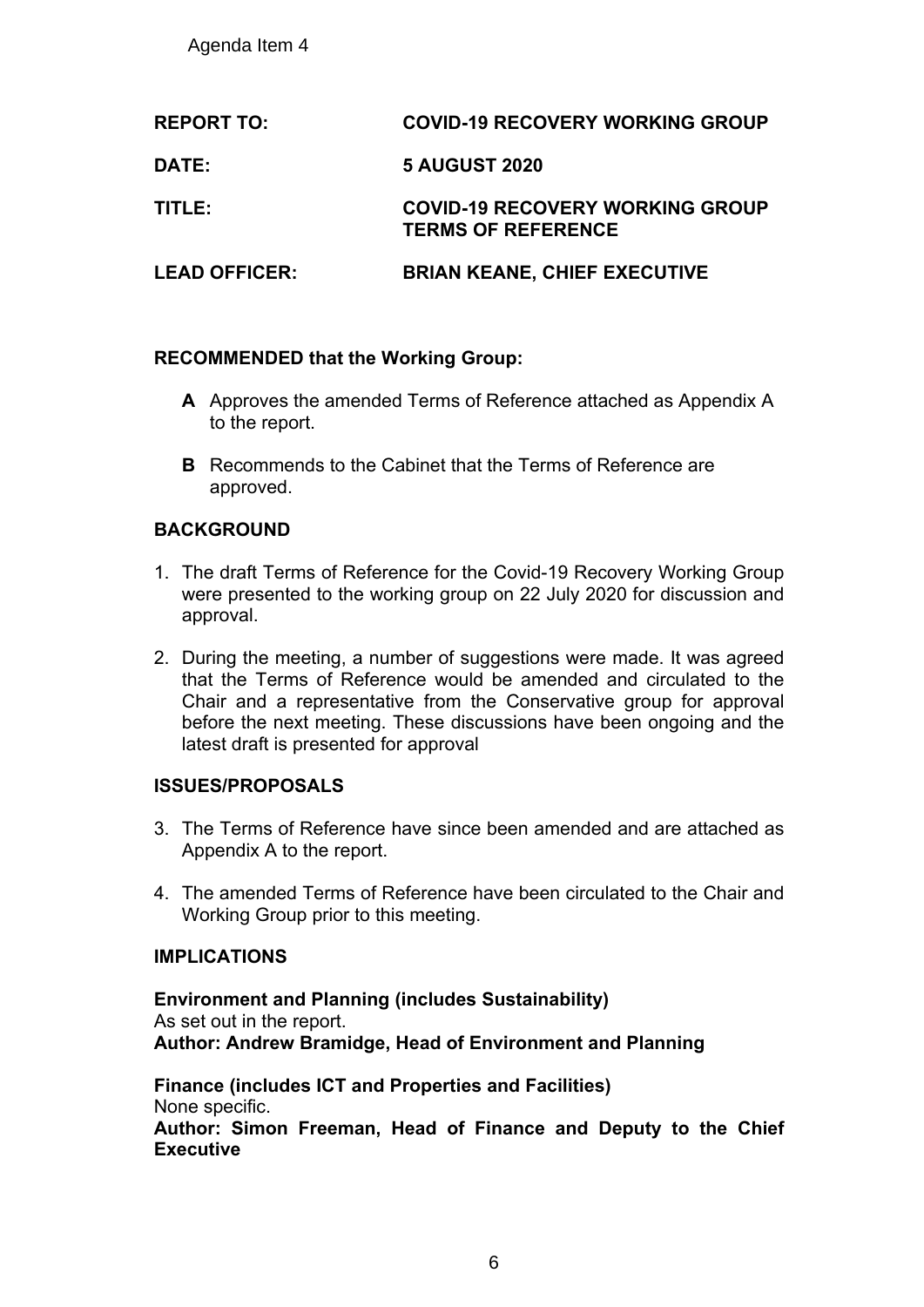Agenda Item 4

| | |
|---|---|
| **REPORT TO:** | **COVID-19 RECOVERY WORKING GROUP** |
| **DATE:** | **5 AUGUST 2020** |
| **TITLE:** | **COVID-19 RECOVERY WORKING GROUP TERMS OF REFERENCE** |
| **LEAD OFFICER:** | **BRIAN KEANE, CHIEF EXECUTIVE** |

**RECOMMENDED that the Working Group:**

**A** Approves the amended Terms of Reference attached as Appendix A to the report.

**B** Recommends to the Cabinet that the Terms of Reference are approved.

## BACKGROUND

1. The draft Terms of Reference for the Covid-19 Recovery Working Group were presented to the working group on 22 July 2020 for discussion and approval.

2. During the meeting, a number of suggestions were made. It was agreed that the Terms of Reference would be amended and circulated to the Chair and a representative from the Conservative group for approval before the next meeting. These discussions have been ongoing and the latest draft is presented for approval

## ISSUES/PROPOSALS

3. The Terms of Reference have since been amended and are attached as Appendix A to the report.

4. The amended Terms of Reference have been circulated to the Chair and Working Group prior to this meeting.

## IMPLICATIONS

**Environment and Planning (includes Sustainability)**
As set out in the report.
**Author: Andrew Bramidge, Head of Environment and Planning**

**Finance (includes ICT and Properties and Facilities)**
None specific.
**Author: Simon Freeman, Head of Finance and Deputy to the Chief Executive**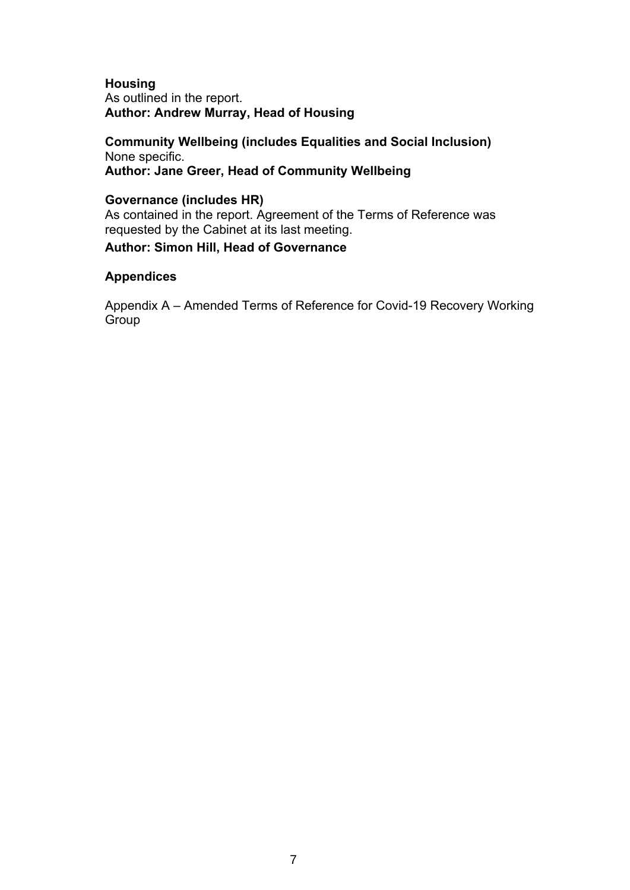**Housing**
As outlined in the report.
**Author: Andrew Murray, Head of Housing**

**Community Wellbeing (includes Equalities and Social Inclusion)**
None specific.
**Author: Jane Greer, Head of Community Wellbeing**

**Governance (includes HR)**
As contained in the report. Agreement of the Terms of Reference was requested by the Cabinet at its last meeting.
**Author: Simon Hill, Head of Governance**

**Appendices**

Appendix A – Amended Terms of Reference for Covid-19 Recovery Working Group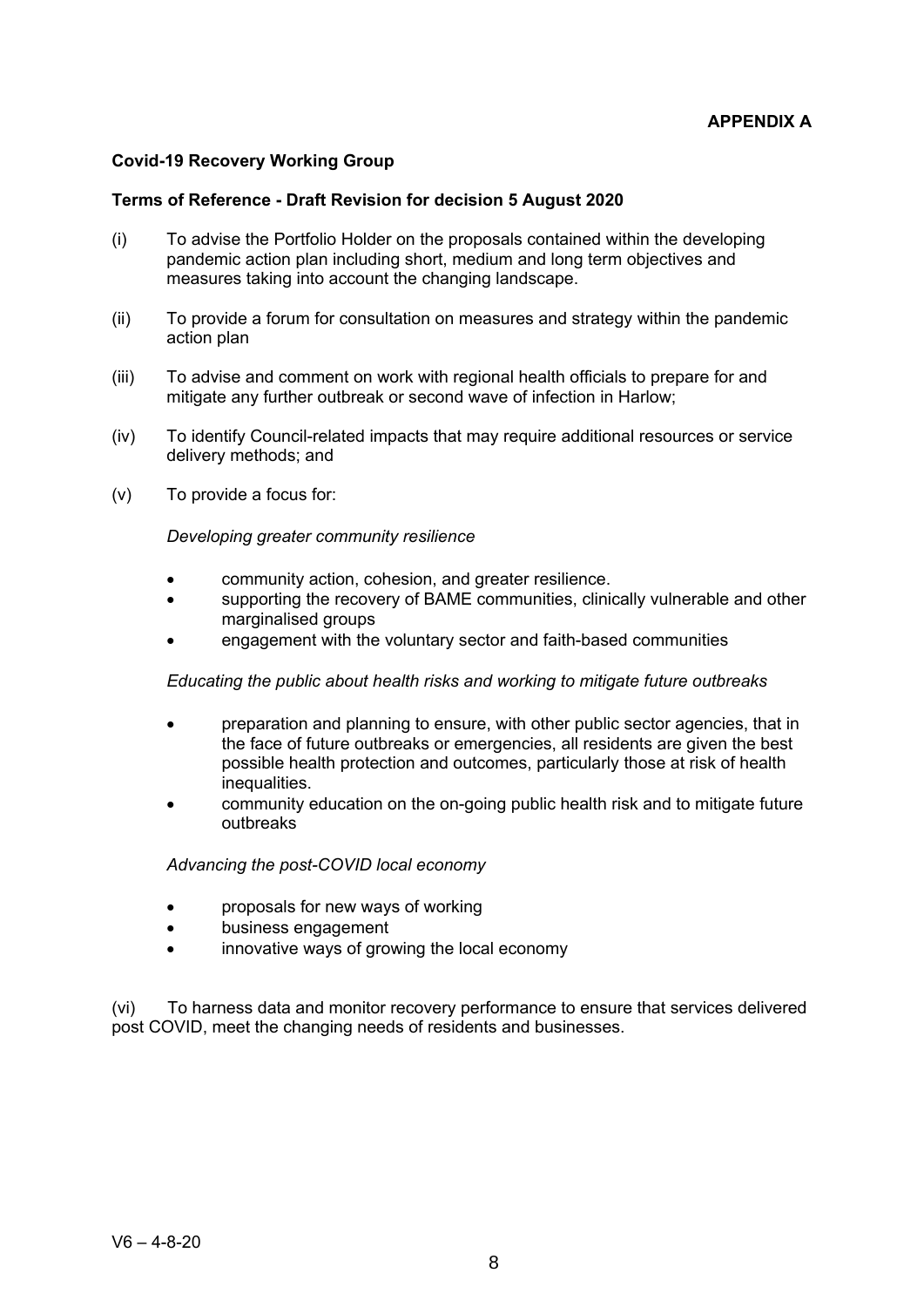**APPENDIX A**

**Covid-19 Recovery Working Group**

**Terms of Reference - Draft Revision for decision 5 August 2020**

(i) To advise the Portfolio Holder on the proposals contained within the developing pandemic action plan including short, medium and long term objectives and measures taking into account the changing landscape.

(ii) To provide a forum for consultation on measures and strategy within the pandemic action plan

(iii) To advise and comment on work with regional health officials to prepare for and mitigate any further outbreak or second wave of infection in Harlow;

(iv) To identify Council-related impacts that may require additional resources or service delivery methods; and

(v) To provide a focus for:

*Developing greater community resilience*

- community action, cohesion, and greater resilience.
- supporting the recovery of BAME communities, clinically vulnerable and other marginalised groups
- engagement with the voluntary sector and faith-based communities

*Educating the public about health risks and working to mitigate future outbreaks*

- preparation and planning to ensure, with other public sector agencies, that in the face of future outbreaks or emergencies, all residents are given the best possible health protection and outcomes, particularly those at risk of health inequalities.
- community education on the on-going public health risk and to mitigate future outbreaks

*Advancing the post-COVID local economy*

- proposals for new ways of working
- business engagement
- innovative ways of growing the local economy

(vi) To harness data and monitor recovery performance to ensure that services delivered post COVID, meet the changing needs of residents and businesses.

V6 – 4-8-20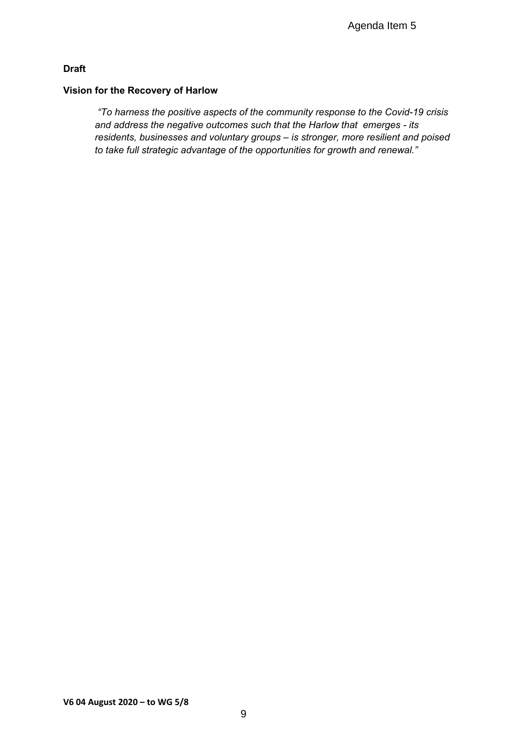**Draft**

## Vision for the Recovery of Harlow

> *"To harness the positive aspects of the community response to the Covid-19 crisis and address the negative outcomes such that the Harlow that emerges - its residents, businesses and voluntary groups – is stronger, more resilient and poised to take full strategic advantage of the opportunities for growth and renewal."*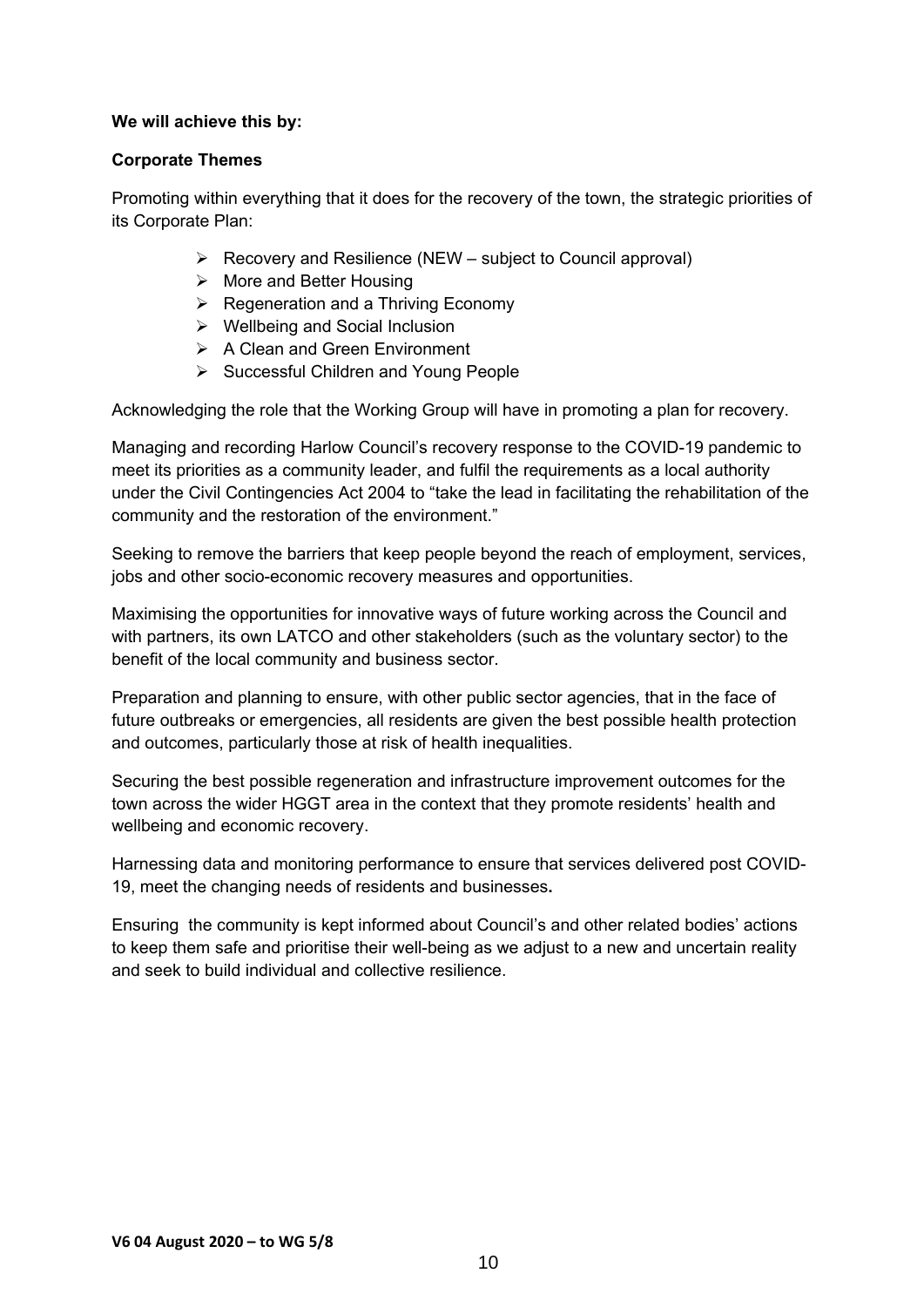**We will achieve this by:**

**Corporate Themes**

Promoting within everything that it does for the recovery of the town, the strategic priorities of its Corporate Plan:

- Recovery and Resilience (NEW – subject to Council approval)
- More and Better Housing
- Regeneration and a Thriving Economy
- Wellbeing and Social Inclusion
- A Clean and Green Environment
- Successful Children and Young People

Acknowledging the role that the Working Group will have in promoting a plan for recovery.

Managing and recording Harlow Council's recovery response to the COVID-19 pandemic to meet its priorities as a community leader, and fulfil the requirements as a local authority under the Civil Contingencies Act 2004 to "take the lead in facilitating the rehabilitation of the community and the restoration of the environment."

Seeking to remove the barriers that keep people beyond the reach of employment, services, jobs and other socio-economic recovery measures and opportunities.

Maximising the opportunities for innovative ways of future working across the Council and with partners, its own LATCO and other stakeholders (such as the voluntary sector) to the benefit of the local community and business sector.

Preparation and planning to ensure, with other public sector agencies, that in the face of future outbreaks or emergencies, all residents are given the best possible health protection and outcomes, particularly those at risk of health inequalities.

Securing the best possible regeneration and infrastructure improvement outcomes for the town across the wider HGGT area in the context that they promote residents' health and wellbeing and economic recovery.

Harnessing data and monitoring performance to ensure that services delivered post COVID-19, meet the changing needs of residents and businesses**.**

Ensuring the community is kept informed about Council's and other related bodies' actions to keep them safe and prioritise their well-being as we adjust to a new and uncertain reality and seek to build individual and collective resilience.

**V6 04 August 2020 – to WG 5/8**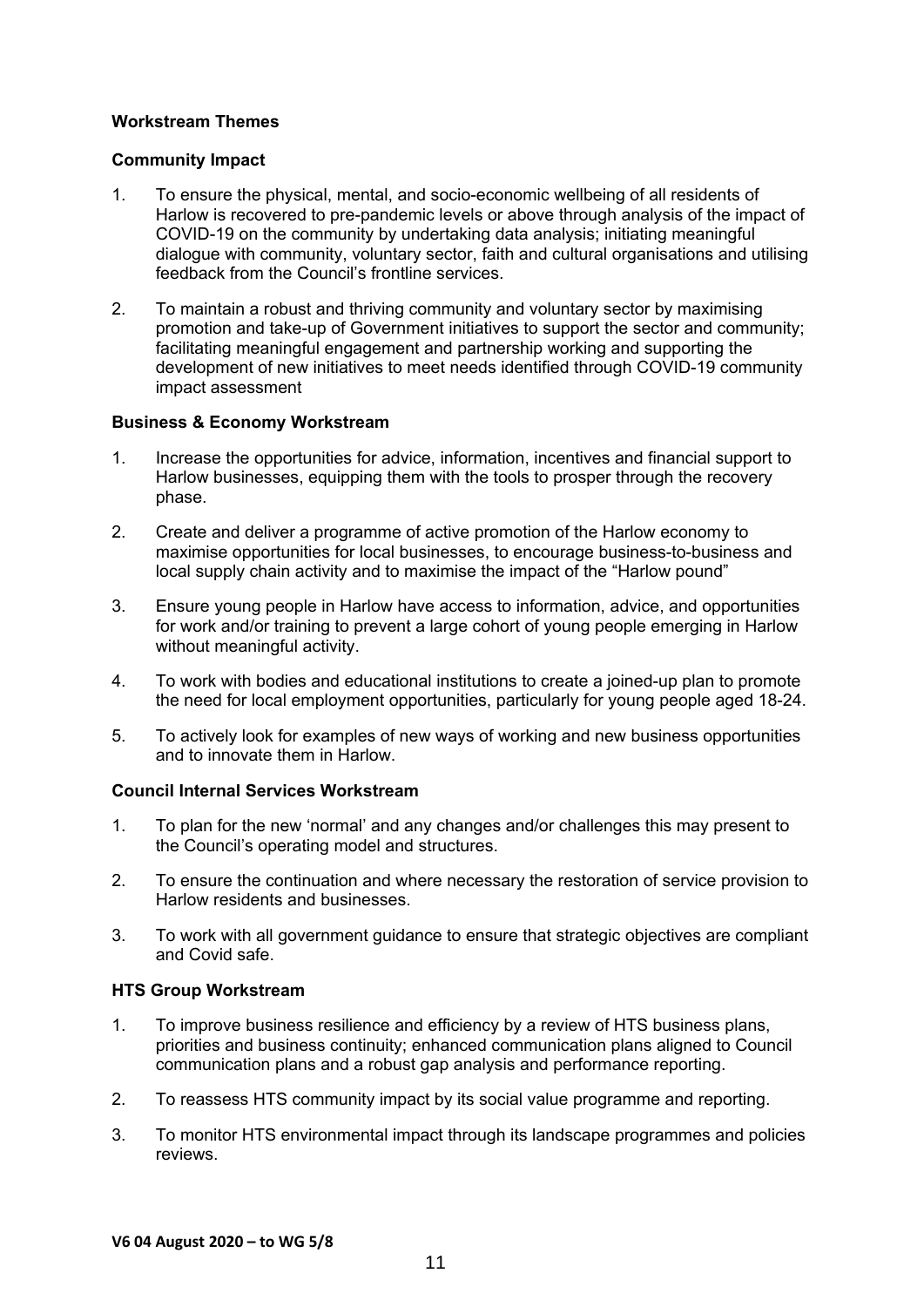**Workstream Themes**

**Community Impact**

1. To ensure the physical, mental, and socio-economic wellbeing of all residents of Harlow is recovered to pre-pandemic levels or above through analysis of the impact of COVID-19 on the community by undertaking data analysis; initiating meaningful dialogue with community, voluntary sector, faith and cultural organisations and utilising feedback from the Council's frontline services.

2. To maintain a robust and thriving community and voluntary sector by maximising promotion and take-up of Government initiatives to support the sector and community; facilitating meaningful engagement and partnership working and supporting the development of new initiatives to meet needs identified through COVID-19 community impact assessment

**Business & Economy Workstream**

1. Increase the opportunities for advice, information, incentives and financial support to Harlow businesses, equipping them with the tools to prosper through the recovery phase.

2. Create and deliver a programme of active promotion of the Harlow economy to maximise opportunities for local businesses, to encourage business-to-business and local supply chain activity and to maximise the impact of the "Harlow pound"

3. Ensure young people in Harlow have access to information, advice, and opportunities for work and/or training to prevent a large cohort of young people emerging in Harlow without meaningful activity.

4. To work with bodies and educational institutions to create a joined-up plan to promote the need for local employment opportunities, particularly for young people aged 18-24.

5. To actively look for examples of new ways of working and new business opportunities and to innovate them in Harlow.

**Council Internal Services Workstream**

1. To plan for the new 'normal' and any changes and/or challenges this may present to the Council's operating model and structures.

2. To ensure the continuation and where necessary the restoration of service provision to Harlow residents and businesses.

3. To work with all government guidance to ensure that strategic objectives are compliant and Covid safe.

**HTS Group Workstream**

1. To improve business resilience and efficiency by a review of HTS business plans, priorities and business continuity; enhanced communication plans aligned to Council communication plans and a robust gap analysis and performance reporting.

2. To reassess HTS community impact by its social value programme and reporting.

3. To monitor HTS environmental impact through its landscape programmes and policies reviews.

**V6 04 August 2020 – to WG 5/8**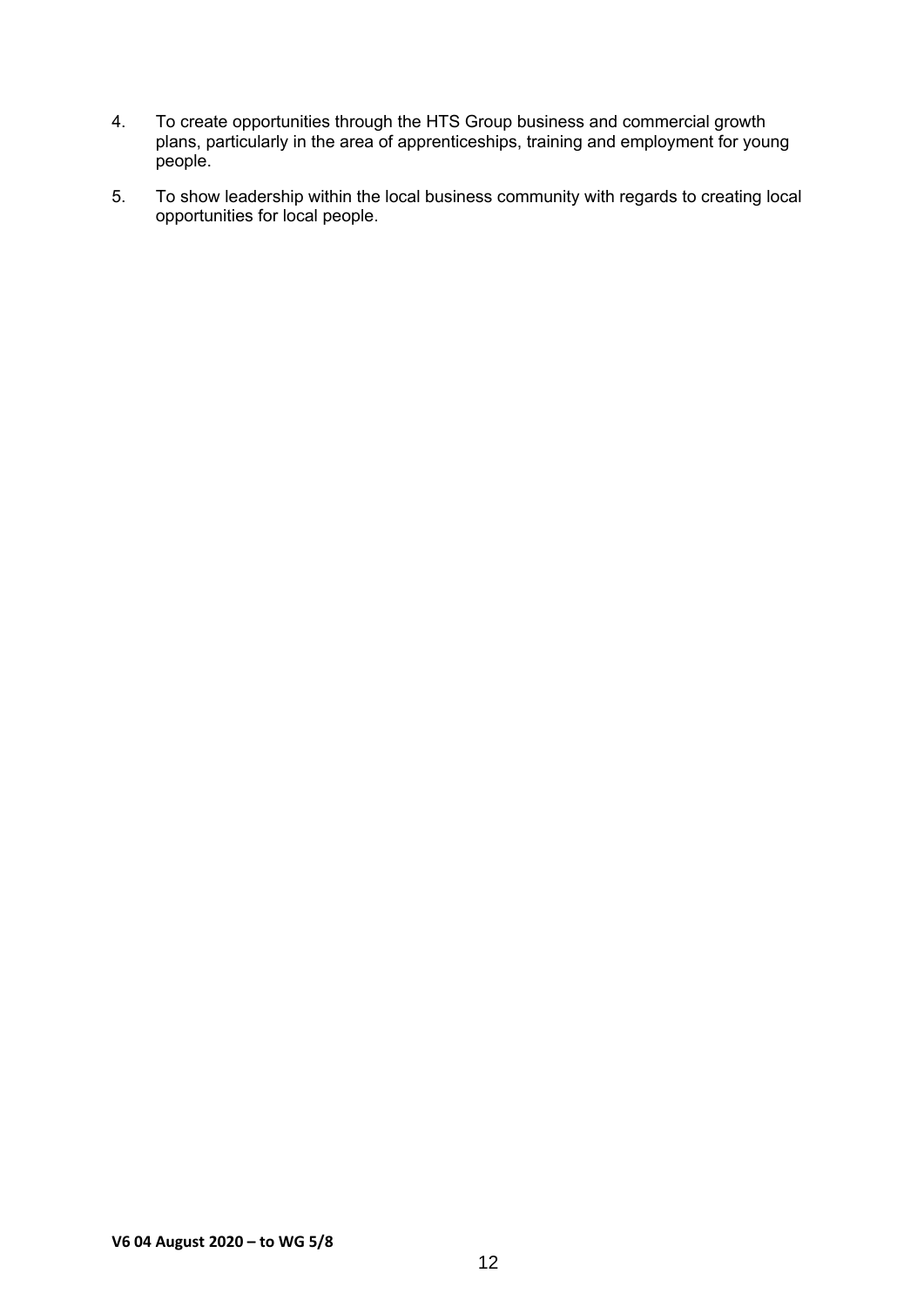4. To create opportunities through the HTS Group business and commercial growth plans, particularly in the area of apprenticeships, training and employment for young people.

5. To show leadership within the local business community with regards to creating local opportunities for local people.